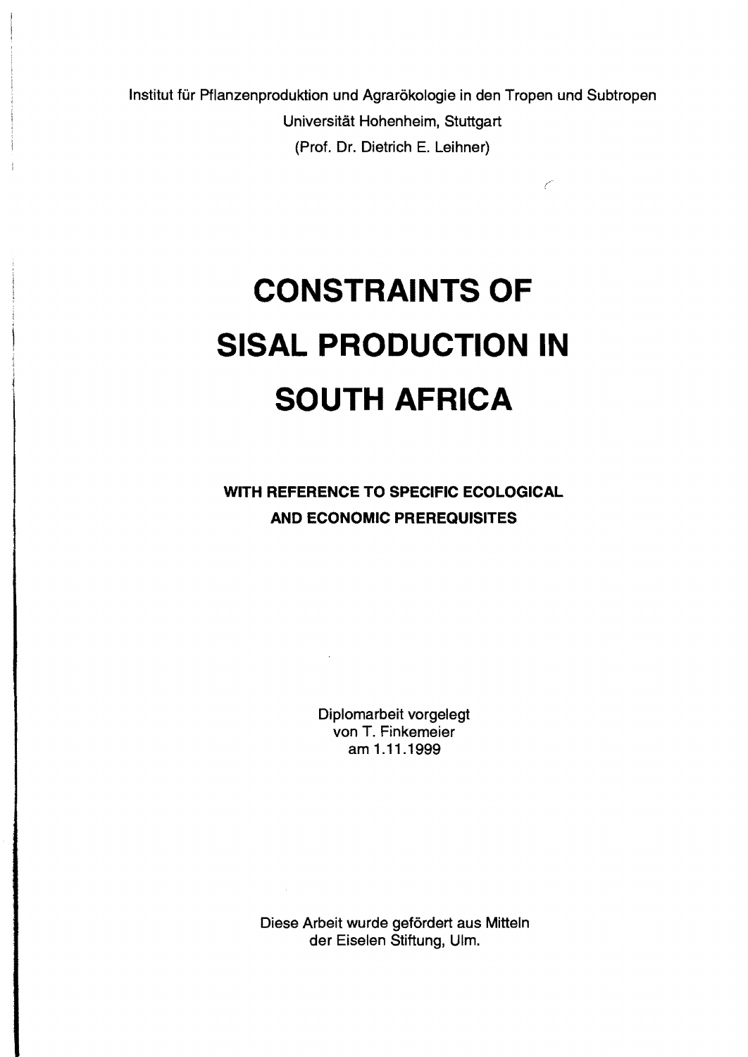Institut für Pflanzenproduktion und Agrarökologie in den Tropen und Subtropen
Universität Hohenheim, Stuttgart
(Prof. Dr. Dietrich E. Leihner)

# CONSTRAINTS OF SISAL PRODUCTION IN SOUTH AFRICA

## WITH REFERENCE TO SPECIFIC ECOLOGICAL AND ECONOMIC PREREQUISITES

Diplomarbeit vorgelegt
von T. Finkemeier
am 1.11.1999

Diese Arbeit wurde gefördert aus Mitteln
der Eiselen Stiftung, Ulm.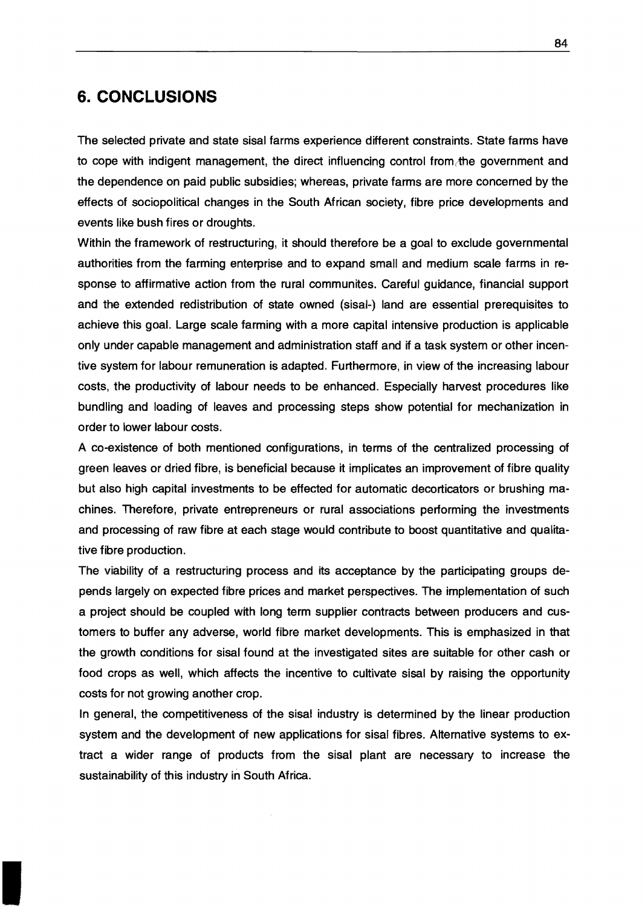# 6. CONCLUSIONS

The selected private and state sisal farms experience different constraints. State farms have to cope with indigent management, the direct influencing control from the government and the dependence on paid public subsidies; whereas, private farms are more concerned by the effects of sociopolitical changes in the South African society, fibre price developments and events like bush fires or droughts.

Within the framework of restructuring, it should therefore be a goal to exclude governmental authorities from the farming enterprise and to expand small and medium scale farms in response to affirmative action from the rural communites. Careful guidance, financial support and the extended redistribution of state owned (sisal-) land are essential prerequisites to achieve this goal. Large scale farming with a more capital intensive production is applicable only under capable management and administration staff and if a task system or other incentive system for labour remuneration is adapted. Furthermore, in view of the increasing labour costs, the productivity of labour needs to be enhanced. Especially harvest procedures like bundling and loading of leaves and processing steps show potential for mechanization in order to lower labour costs.

A co-existence of both mentioned configurations, in terms of the centralized processing of green leaves or dried fibre, is beneficial because it implicates an improvement of fibre quality but also high capital investments to be effected for automatic decorticators or brushing machines. Therefore, private entrepreneurs or rural associations performing the investments and processing of raw fibre at each stage would contribute to boost quantitative and qualitative fibre production.

The viability of a restructuring process and its acceptance by the participating groups depends largely on expected fibre prices and market perspectives. The implementation of such a project should be coupled with long term supplier contracts between producers and customers to buffer any adverse, world fibre market developments. This is emphasized in that the growth conditions for sisal found at the investigated sites are suitable for other cash or food crops as well, which affects the incentive to cultivate sisal by raising the opportunity costs for not growing another crop.

In general, the competitiveness of the sisal industry is determined by the linear production system and the development of new applications for sisal fibres. Alternative systems to extract a wider range of products from the sisal plant are necessary to increase the sustainability of this industry in South Africa.